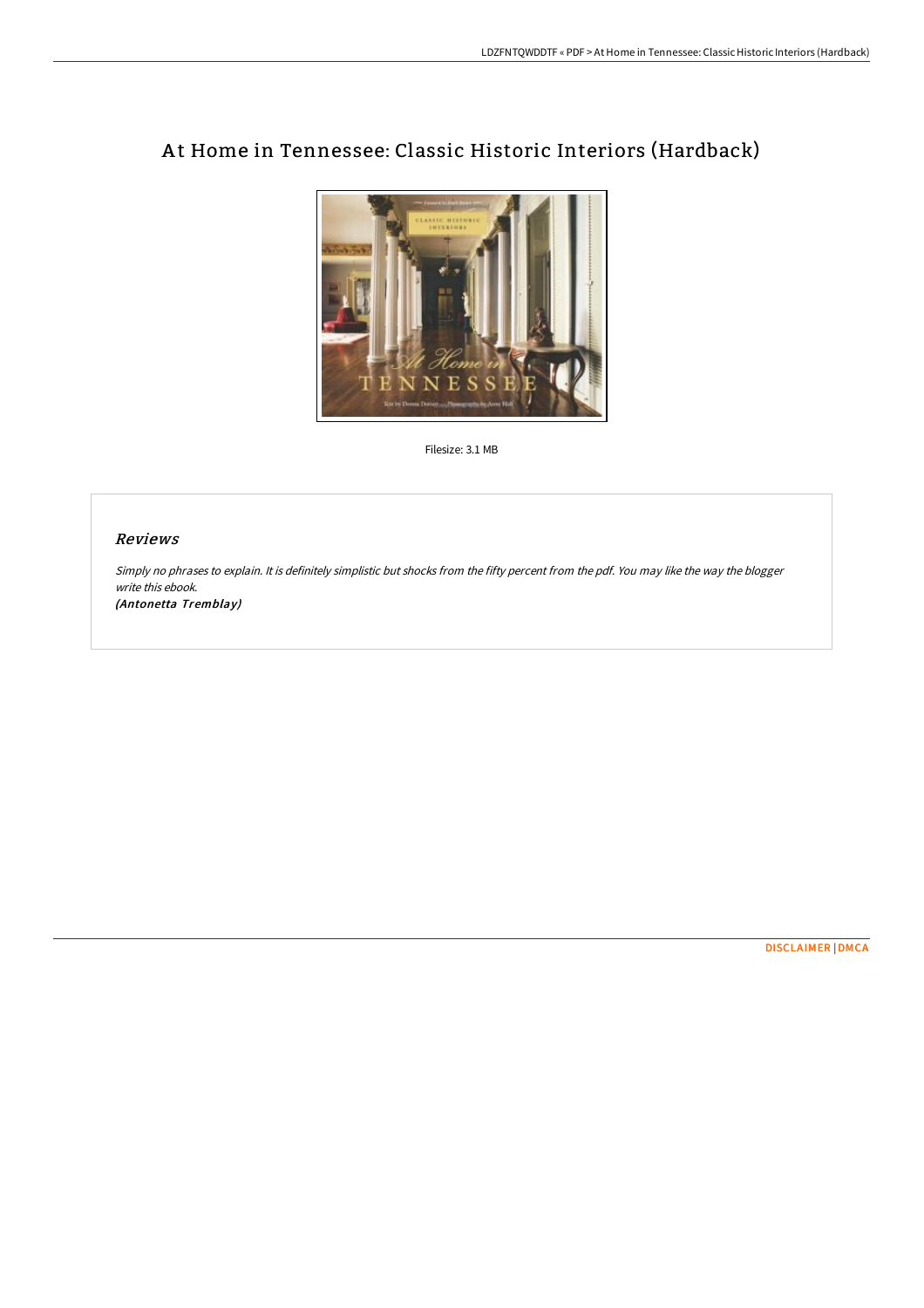# At Home in Tennessee: Classic Historic Interiors (Hardback)

Filesize: 3.1 MB

## *Reviews*

*Simply no phrases to explain. It is definitely simplistic but shocks from the fifty percent from the pdf. You may like the way the blogger write this ebook.*

***(Antonetta Tremblay)***

DISCLAIMER | DMCA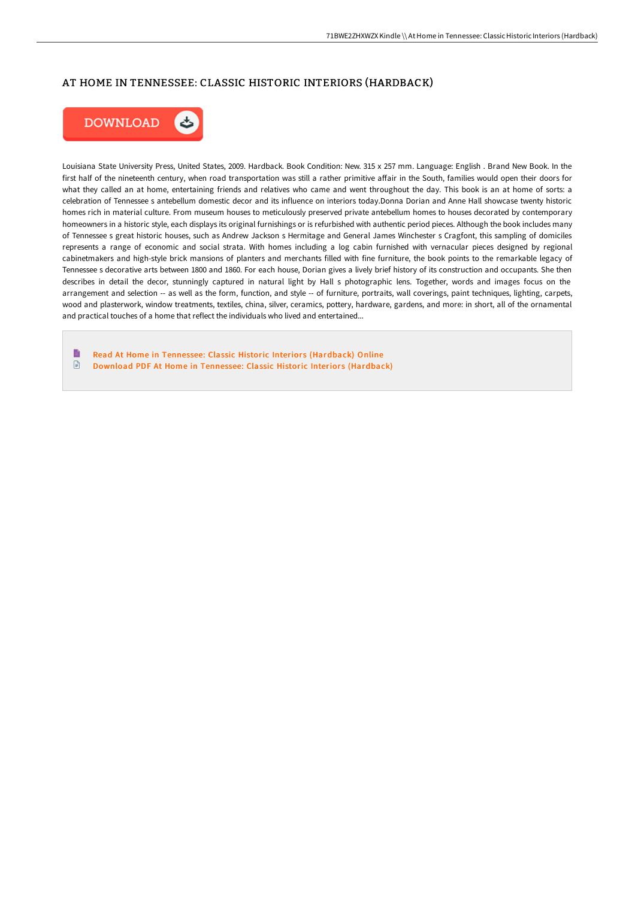# AT HOME IN TENNESSEE: CLASSIC HISTORIC INTERIORS (HARDBACK)

DOWNLOAD

Louisiana State University Press, United States, 2009. Hardback. Book Condition: New. 315 x 257 mm. Language: English . Brand New Book. In the first half of the nineteenth century, when road transportation was still a rather primitive affair in the South, families would open their doors for what they called an at home, entertaining friends and relatives who came and went throughout the day. This book is an at home of sorts: a celebration of Tennessee s antebellum domestic decor and its influence on interiors today.Donna Dorian and Anne Hall showcase twenty historic homes rich in material culture. From museum houses to meticulously preserved private antebellum homes to houses decorated by contemporary homeowners in a historic style, each displays its original furnishings or is refurbished with authentic period pieces. Although the book includes many of Tennessee s great historic houses, such as Andrew Jackson s Hermitage and General James Winchester s Cragfont, this sampling of domiciles represents a range of economic and social strata. With homes including a log cabin furnished with vernacular pieces designed by regional cabinetmakers and high-style brick mansions of planters and merchants filled with fine furniture, the book points to the remarkable legacy of Tennessee s decorative arts between 1800 and 1860. For each house, Dorian gives a lively brief history of its construction and occupants. She then describes in detail the decor, stunningly captured in natural light by Hall s photographic lens. Together, words and images focus on the arrangement and selection -- as well as the form, function, and style -- of furniture, portraits, wall coverings, paint techniques, lighting, carpets, wood and plasterwork, window treatments, textiles, china, silver, ceramics, pottery, hardware, gardens, and more: in short, all of the ornamental and practical touches of a home that reflect the individuals who lived and entertained...

- Read At Home in Tennessee: Classic Historic Interiors (Hardback) Online
- Download PDF At Home in Tennessee: Classic Historic Interiors (Hardback)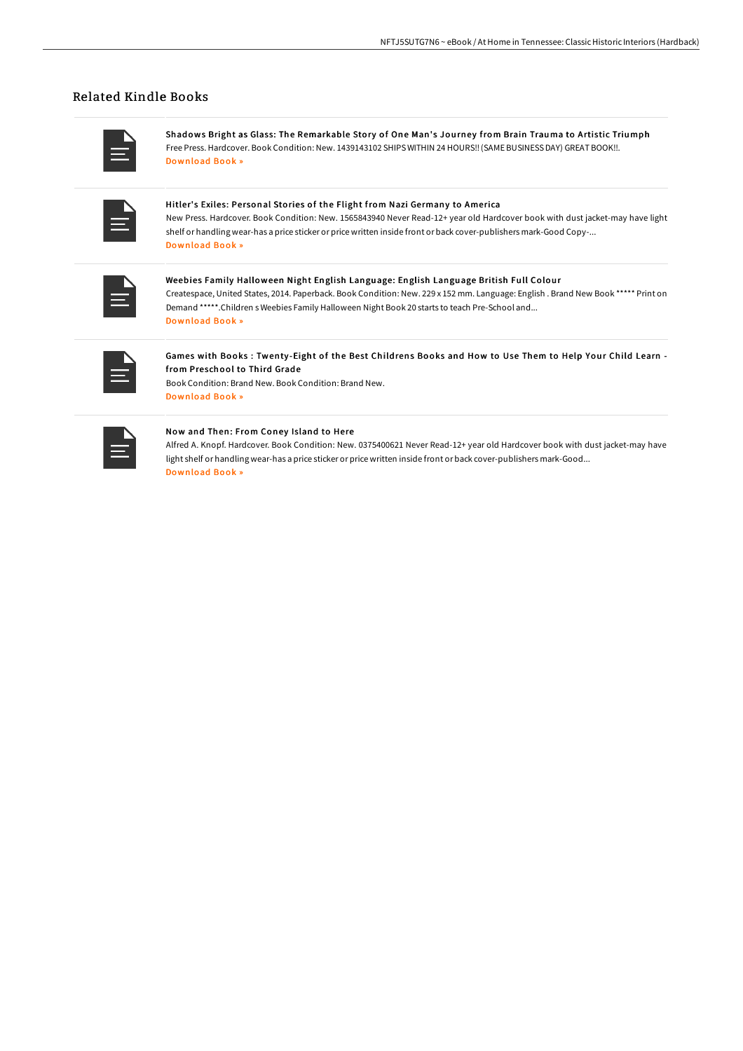## Related Kindle Books

**Shadows Bright as Glass: The Remarkable Story of One Man's Journey from Brain Trauma to Artistic Triumph**
Free Press. Hardcover. Book Condition: New. 1439143102 SHIPS WITHIN 24 HOURS!! (SAME BUSINESS DAY) GREAT BOOK!!.
Download Book »

**Hitler's Exiles: Personal Stories of the Flight from Nazi Germany to America**
New Press. Hardcover. Book Condition: New. 1565843940 Never Read-12+ year old Hardcover book with dust jacket-may have light shelf or handling wear-has a price sticker or price written inside front or back cover-publishers mark-Good Copy-...
Download Book »

**Weebies Family Halloween Night English Language: English Language British Full Colour**
Createspace, United States, 2014. Paperback. Book Condition: New. 229 x 152 mm. Language: English . Brand New Book ***** Print on Demand *****.Children s Weebies Family Halloween Night Book 20 starts to teach Pre-School and...
Download Book »

**Games with Books : Twenty-Eight of the Best Childrens Books and How to Use Them to Help Your Child Learn - from Preschool to Third Grade**
Book Condition: Brand New. Book Condition: Brand New.
Download Book »

**Now and Then: From Coney Island to Here**
Alfred A. Knopf. Hardcover. Book Condition: New. 0375400621 Never Read-12+ year old Hardcover book with dust jacket-may have light shelf or handling wear-has a price sticker or price written inside front or back cover-publishers mark-Good...
Download Book »